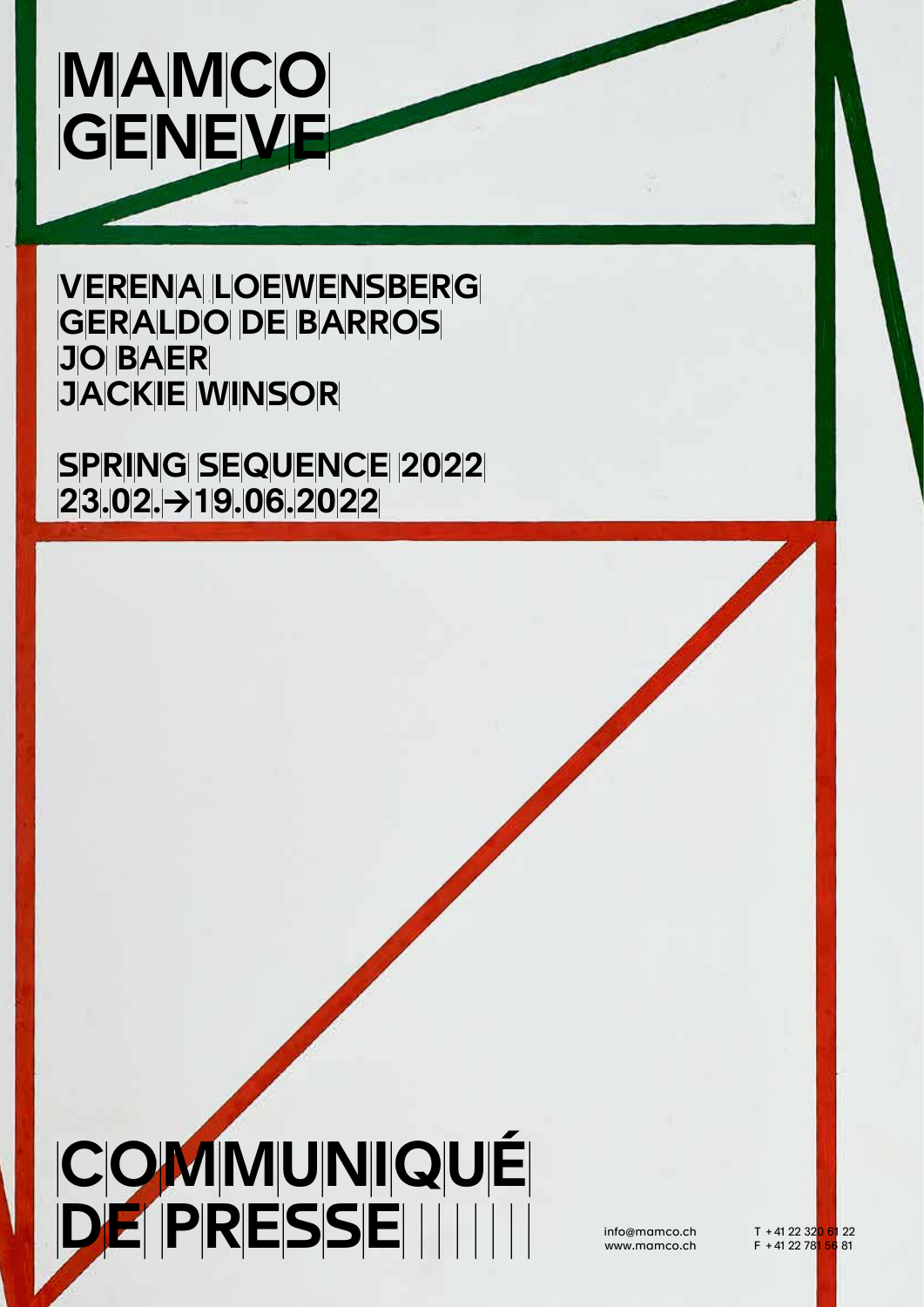# MAMCO GENEVE

## VERENA LOEWENSBERG
## GERALDO DE BARROS
## JO BAER
## JACKIE WINSOR

## SPRING SEQUENCE 2022
## 23.02.→19.06.2022

# COMMUNIQUÉ DE PRESSE

info@mamco.ch
www.mamco.ch

T +41 22 320 61 22
F +41 22 781 56 81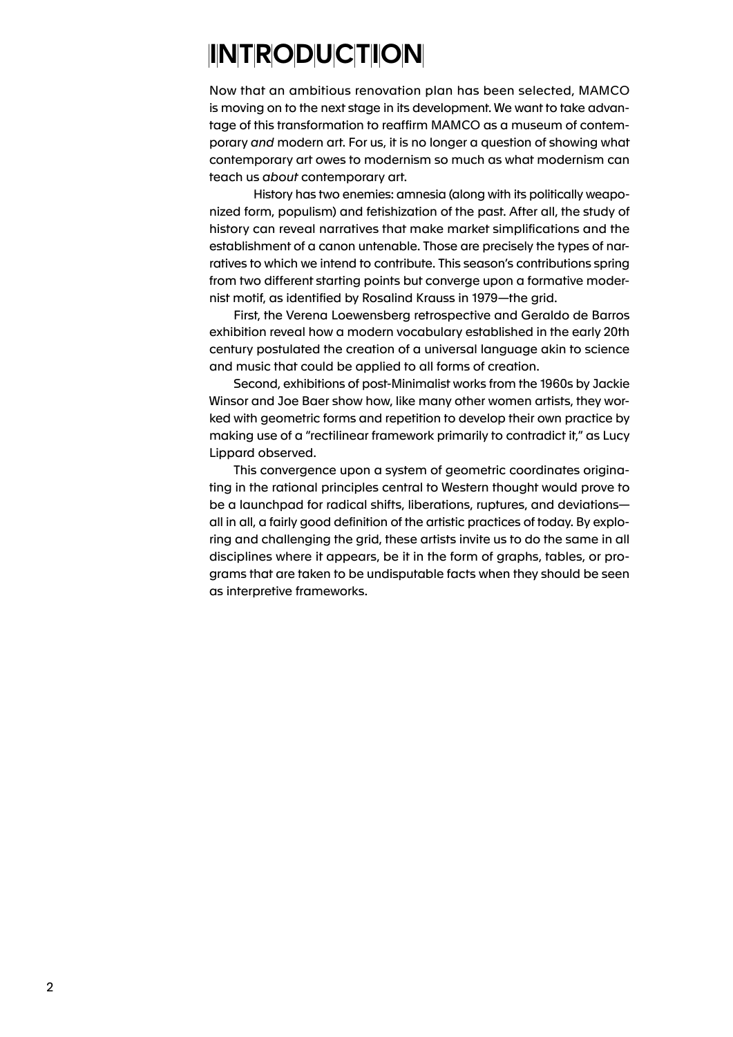# INTRODUCTION

Now that an ambitious renovation plan has been selected, MAMCO is moving on to the next stage in its development. We want to take advantage of this transformation to reaffirm MAMCO as a museum of contemporary *and* modern art. For us, it is no longer a question of showing what contemporary art owes to modernism so much as what modernism can teach us *about* contemporary art.

History has two enemies: amnesia (along with its politically weaponized form, populism) and fetishization of the past. After all, the study of history can reveal narratives that make market simplifications and the establishment of a canon untenable. Those are precisely the types of narratives to which we intend to contribute. This season's contributions spring from two different starting points but converge upon a formative modernist motif, as identified by Rosalind Krauss in 1979—the grid.

First, the Verena Loewensberg retrospective and Geraldo de Barros exhibition reveal how a modern vocabulary established in the early 20th century postulated the creation of a universal language akin to science and music that could be applied to all forms of creation.

Second, exhibitions of post-Minimalist works from the 1960s by Jackie Winsor and Joe Baer show how, like many other women artists, they worked with geometric forms and repetition to develop their own practice by making use of a "rectilinear framework primarily to contradict it," as Lucy Lippard observed.

This convergence upon a system of geometric coordinates originating in the rational principles central to Western thought would prove to be a launchpad for radical shifts, liberations, ruptures, and deviations—all in all, a fairly good definition of the artistic practices of today. By exploring and challenging the grid, these artists invite us to do the same in all disciplines where it appears, be it in the form of graphs, tables, or programs that are taken to be undisputable facts when they should be seen as interpretive frameworks.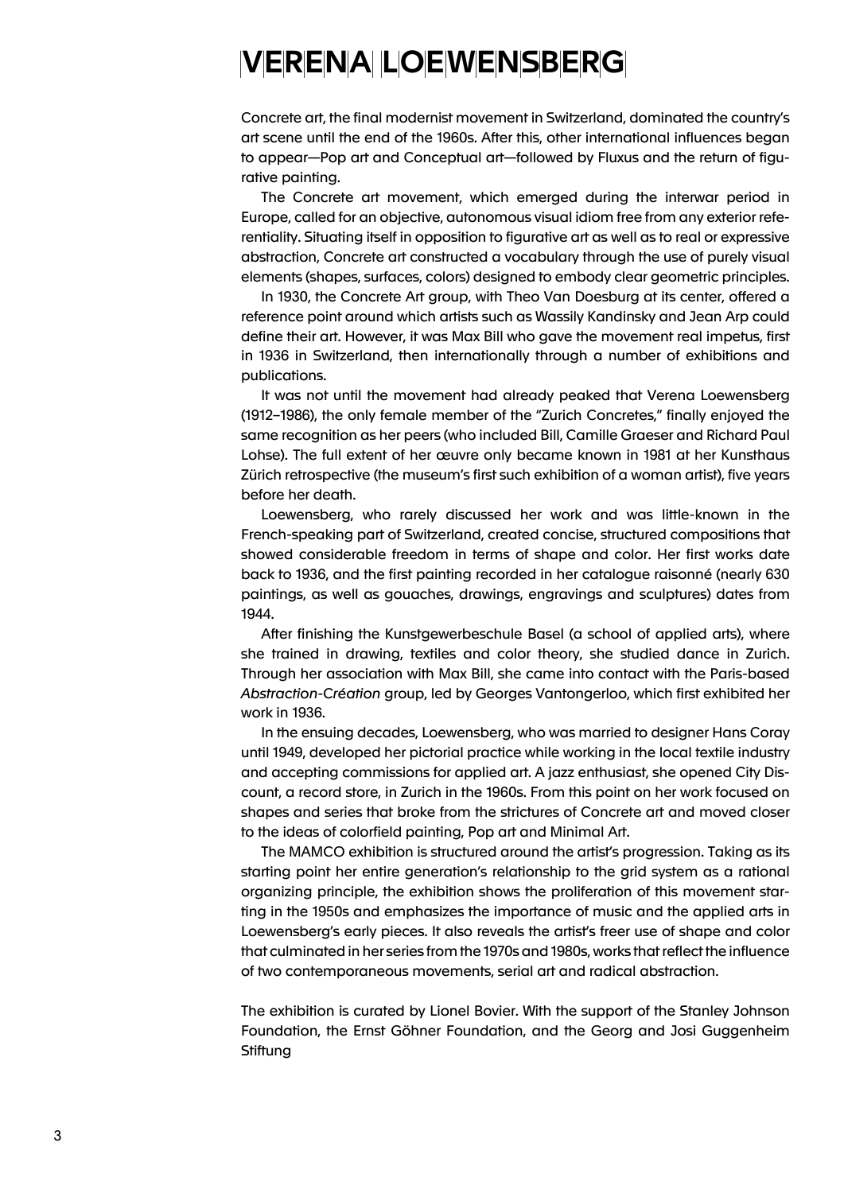# VERENA LOEWENSBERG

Concrete art, the final modernist movement in Switzerland, dominated the country's art scene until the end of the 1960s. After this, other international influences began to appear—Pop art and Conceptual art—followed by Fluxus and the return of figurative painting.

The Concrete art movement, which emerged during the interwar period in Europe, called for an objective, autonomous visual idiom free from any exterior referentiality. Situating itself in opposition to figurative art as well as to real or expressive abstraction, Concrete art constructed a vocabulary through the use of purely visual elements (shapes, surfaces, colors) designed to embody clear geometric principles.

In 1930, the Concrete Art group, with Theo Van Doesburg at its center, offered a reference point around which artists such as Wassily Kandinsky and Jean Arp could define their art. However, it was Max Bill who gave the movement real impetus, first in 1936 in Switzerland, then internationally through a number of exhibitions and publications.

It was not until the movement had already peaked that Verena Loewensberg (1912–1986), the only female member of the "Zurich Concretes," finally enjoyed the same recognition as her peers (who included Bill, Camille Graeser and Richard Paul Lohse). The full extent of her œuvre only became known in 1981 at her Kunsthaus Zürich retrospective (the museum's first such exhibition of a woman artist), five years before her death.

Loewensberg, who rarely discussed her work and was little-known in the French-speaking part of Switzerland, created concise, structured compositions that showed considerable freedom in terms of shape and color. Her first works date back to 1936, and the first painting recorded in her catalogue raisonné (nearly 630 paintings, as well as gouaches, drawings, engravings and sculptures) dates from 1944.

After finishing the Kunstgewerbeschule Basel (a school of applied arts), where she trained in drawing, textiles and color theory, she studied dance in Zurich. Through her association with Max Bill, she came into contact with the Paris-based *Abstraction-Création* group, led by Georges Vantongerloo, which first exhibited her work in 1936.

In the ensuing decades, Loewensberg, who was married to designer Hans Coray until 1949, developed her pictorial practice while working in the local textile industry and accepting commissions for applied art. A jazz enthusiast, she opened City Discount, a record store, in Zurich in the 1960s. From this point on her work focused on shapes and series that broke from the strictures of Concrete art and moved closer to the ideas of colorfield painting, Pop art and Minimal Art.

The MAMCO exhibition is structured around the artist's progression. Taking as its starting point her entire generation's relationship to the grid system as a rational organizing principle, the exhibition shows the proliferation of this movement starting in the 1950s and emphasizes the importance of music and the applied arts in Loewensberg's early pieces. It also reveals the artist's freer use of shape and color that culminated in her series from the 1970s and 1980s, works that reflect the influence of two contemporaneous movements, serial art and radical abstraction.

The exhibition is curated by Lionel Bovier. With the support of the Stanley Johnson Foundation, the Ernst Göhner Foundation, and the Georg and Josi Guggenheim Stiftung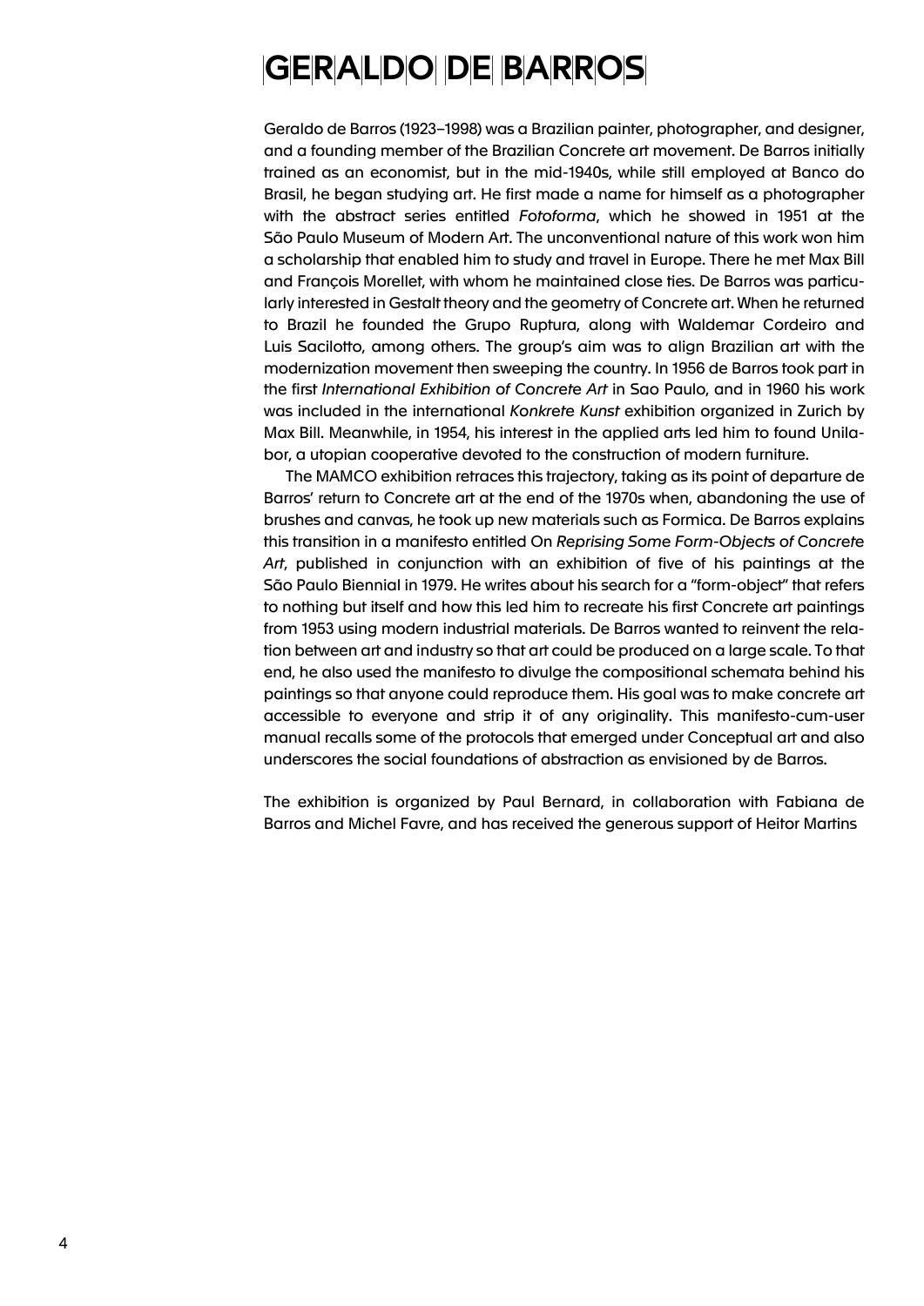# GERALDO DE BARROS

Geraldo de Barros (1923–1998) was a Brazilian painter, photographer, and designer, and a founding member of the Brazilian Concrete art movement. De Barros initially trained as an economist, but in the mid-1940s, while still employed at Banco do Brasil, he began studying art. He first made a name for himself as a photographer with the abstract series entitled *Fotoforma*, which he showed in 1951 at the São Paulo Museum of Modern Art. The unconventional nature of this work won him a scholarship that enabled him to study and travel in Europe. There he met Max Bill and François Morellet, with whom he maintained close ties. De Barros was particularly interested in Gestalt theory and the geometry of Concrete art. When he returned to Brazil he founded the Grupo Ruptura, along with Waldemar Cordeiro and Luis Sacilotto, among others. The group's aim was to align Brazilian art with the modernization movement then sweeping the country. In 1956 de Barros took part in the first *International Exhibition of Concrete Art* in Sao Paulo, and in 1960 his work was included in the international *Konkrete Kunst* exhibition organized in Zurich by Max Bill. Meanwhile, in 1954, his interest in the applied arts led him to found Unilabor, a utopian cooperative devoted to the construction of modern furniture.

The MAMCO exhibition retraces this trajectory, taking as its point of departure de Barros' return to Concrete art at the end of the 1970s when, abandoning the use of brushes and canvas, he took up new materials such as Formica. De Barros explains this transition in a manifesto entitled On *Reprising Some Form-Objects of Concrete Art*, published in conjunction with an exhibition of five of his paintings at the São Paulo Biennial in 1979. He writes about his search for a "form-object" that refers to nothing but itself and how this led him to recreate his first Concrete art paintings from 1953 using modern industrial materials. De Barros wanted to reinvent the relation between art and industry so that art could be produced on a large scale. To that end, he also used the manifesto to divulge the compositional schemata behind his paintings so that anyone could reproduce them. His goal was to make concrete art accessible to everyone and strip it of any originality. This manifesto-cum-user manual recalls some of the protocols that emerged under Conceptual art and also underscores the social foundations of abstraction as envisioned by de Barros.

The exhibition is organized by Paul Bernard, in collaboration with Fabiana de Barros and Michel Favre, and has received the generous support of Heitor Martins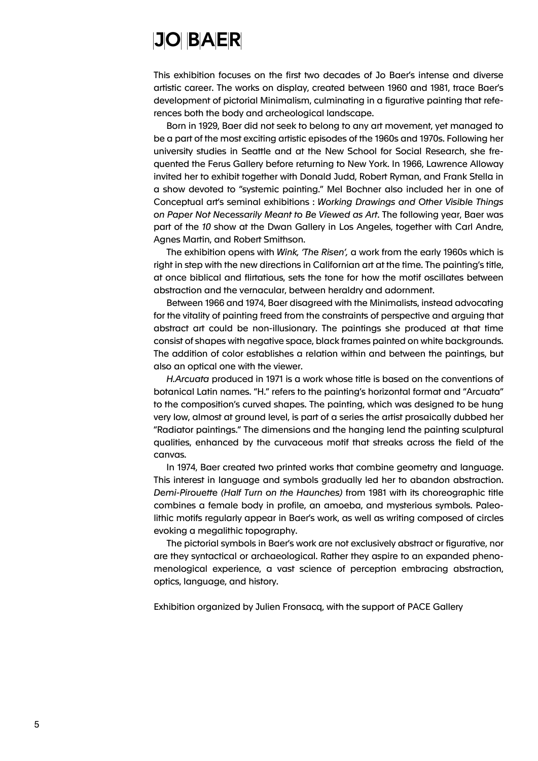# JO BAER

This exhibition focuses on the first two decades of Jo Baer's intense and diverse artistic career. The works on display, created between 1960 and 1981, trace Baer's development of pictorial Minimalism, culminating in a figurative painting that references both the body and archeological landscape.

Born in 1929, Baer did not seek to belong to any art movement, yet managed to be a part of the most exciting artistic episodes of the 1960s and 1970s. Following her university studies in Seattle and at the New School for Social Research, she frequented the Ferus Gallery before returning to New York. In 1966, Lawrence Alloway invited her to exhibit together with Donald Judd, Robert Ryman, and Frank Stella in a show devoted to "systemic painting." Mel Bochner also included her in one of Conceptual art's seminal exhibitions : *Working Drawings and Other Visible Things on Paper Not Necessarily Meant to Be Viewed as Art*. The following year, Baer was part of the *10* show at the Dwan Gallery in Los Angeles, together with Carl Andre, Agnes Martin, and Robert Smithson.

The exhibition opens with *Wink, 'The Risen',* a work from the early 1960s which is right in step with the new directions in Californian art at the time. The painting's title, at once biblical and flirtatious, sets the tone for how the motif oscillates between abstraction and the vernacular, between heraldry and adornment.

Between 1966 and 1974, Baer disagreed with the Minimalists, instead advocating for the vitality of painting freed from the constraints of perspective and arguing that abstract art could be non-illusionary. The paintings she produced at that time consist of shapes with negative space, black frames painted on white backgrounds. The addition of color establishes a relation within and between the paintings, but also an optical one with the viewer.

*H.Arcuata* produced in 1971 is a work whose title is based on the conventions of botanical Latin names. "H." refers to the painting's horizontal format and "Arcuata" to the composition's curved shapes. The painting, which was designed to be hung very low, almost at ground level, is part of a series the artist prosaically dubbed her "Radiator paintings." The dimensions and the hanging lend the painting sculptural qualities, enhanced by the curvaceous motif that streaks across the field of the canvas.

In 1974, Baer created two printed works that combine geometry and language. This interest in language and symbols gradually led her to abandon abstraction. *Demi-Pirouette (Half Turn on the Haunches)* from 1981 with its choreographic title combines a female body in profile, an amoeba, and mysterious symbols. Paleolithic motifs regularly appear in Baer's work, as well as writing composed of circles evoking a megalithic topography.

The pictorial symbols in Baer's work are not exclusively abstract or figurative, nor are they syntactical or archaeological. Rather they aspire to an expanded phenomenological experience, a vast science of perception embracing abstraction, optics, language, and history.

Exhibition organized by Julien Fronsacq, with the support of PACE Gallery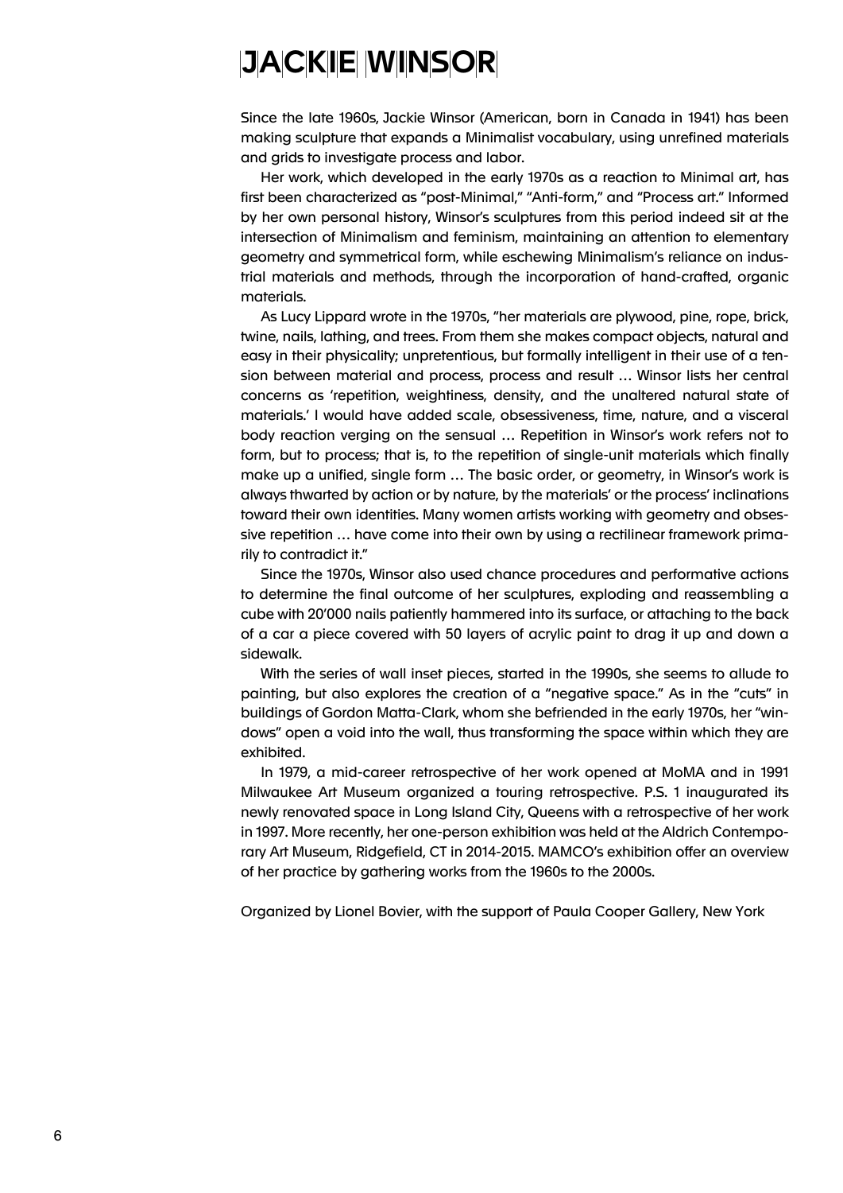# JACKIE WINSOR

Since the late 1960s, Jackie Winsor (American, born in Canada in 1941) has been making sculpture that expands a Minimalist vocabulary, using unrefined materials and grids to investigate process and labor.

Her work, which developed in the early 1970s as a reaction to Minimal art, has first been characterized as "post-Minimal," "Anti-form," and "Process art." Informed by her own personal history, Winsor's sculptures from this period indeed sit at the intersection of Minimalism and feminism, maintaining an attention to elementary geometry and symmetrical form, while eschewing Minimalism's reliance on industrial materials and methods, through the incorporation of hand-crafted, organic materials.

As Lucy Lippard wrote in the 1970s, "her materials are plywood, pine, rope, brick, twine, nails, lathing, and trees. From them she makes compact objects, natural and easy in their physicality; unpretentious, but formally intelligent in their use of a tension between material and process, process and result … Winsor lists her central concerns as 'repetition, weightiness, density, and the unaltered natural state of materials.' I would have added scale, obsessiveness, time, nature, and a visceral body reaction verging on the sensual … Repetition in Winsor's work refers not to form, but to process; that is, to the repetition of single-unit materials which finally make up a unified, single form … The basic order, or geometry, in Winsor's work is always thwarted by action or by nature, by the materials' or the process' inclinations toward their own identities. Many women artists working with geometry and obsessive repetition … have come into their own by using a rectilinear framework primarily to contradict it."

Since the 1970s, Winsor also used chance procedures and performative actions to determine the final outcome of her sculptures, exploding and reassembling a cube with 20'000 nails patiently hammered into its surface, or attaching to the back of a car a piece covered with 50 layers of acrylic paint to drag it up and down a sidewalk.

With the series of wall inset pieces, started in the 1990s, she seems to allude to painting, but also explores the creation of a "negative space." As in the "cuts" in buildings of Gordon Matta-Clark, whom she befriended in the early 1970s, her "windows" open a void into the wall, thus transforming the space within which they are exhibited.

In 1979, a mid-career retrospective of her work opened at MoMA and in 1991 Milwaukee Art Museum organized a touring retrospective. P.S. 1 inaugurated its newly renovated space in Long Island City, Queens with a retrospective of her work in 1997. More recently, her one-person exhibition was held at the Aldrich Contemporary Art Museum, Ridgefield, CT in 2014-2015. MAMCO's exhibition offer an overview of her practice by gathering works from the 1960s to the 2000s.

Organized by Lionel Bovier, with the support of Paula Cooper Gallery, New York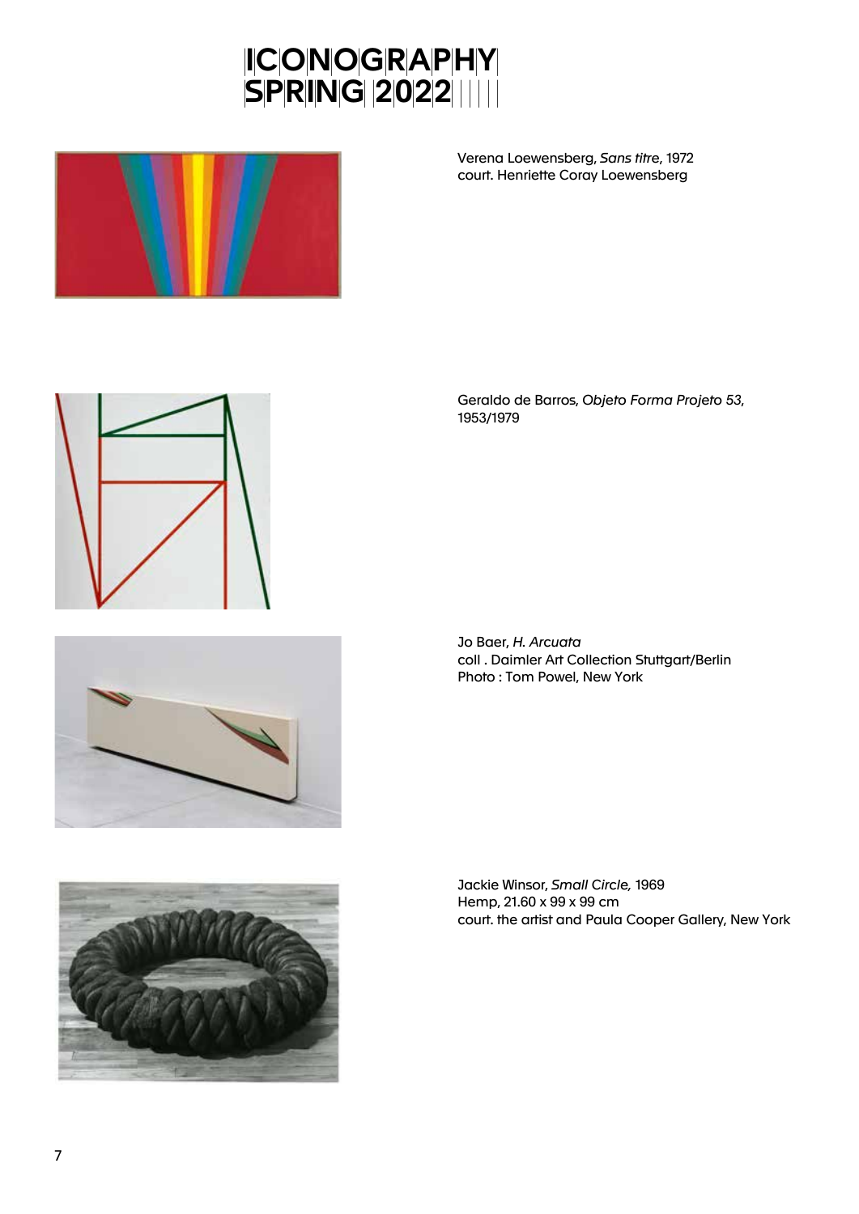# ICONOGRAPHY SPRING 2022

Verena Loewensberg, *Sans titre*, 1972
court. Henriette Coray Loewensberg

Geraldo de Barros, *Objeto Forma Projeto 53*, 1953/1979

Jo Baer, *H. Arcuata*
coll . Daimler Art Collection Stuttgart/Berlin
Photo : Tom Powel, New York

Jackie Winsor, *Small Circle,* 1969
Hemp, 21.60 x 99 x 99 cm
court. the artist and Paula Cooper Gallery, New York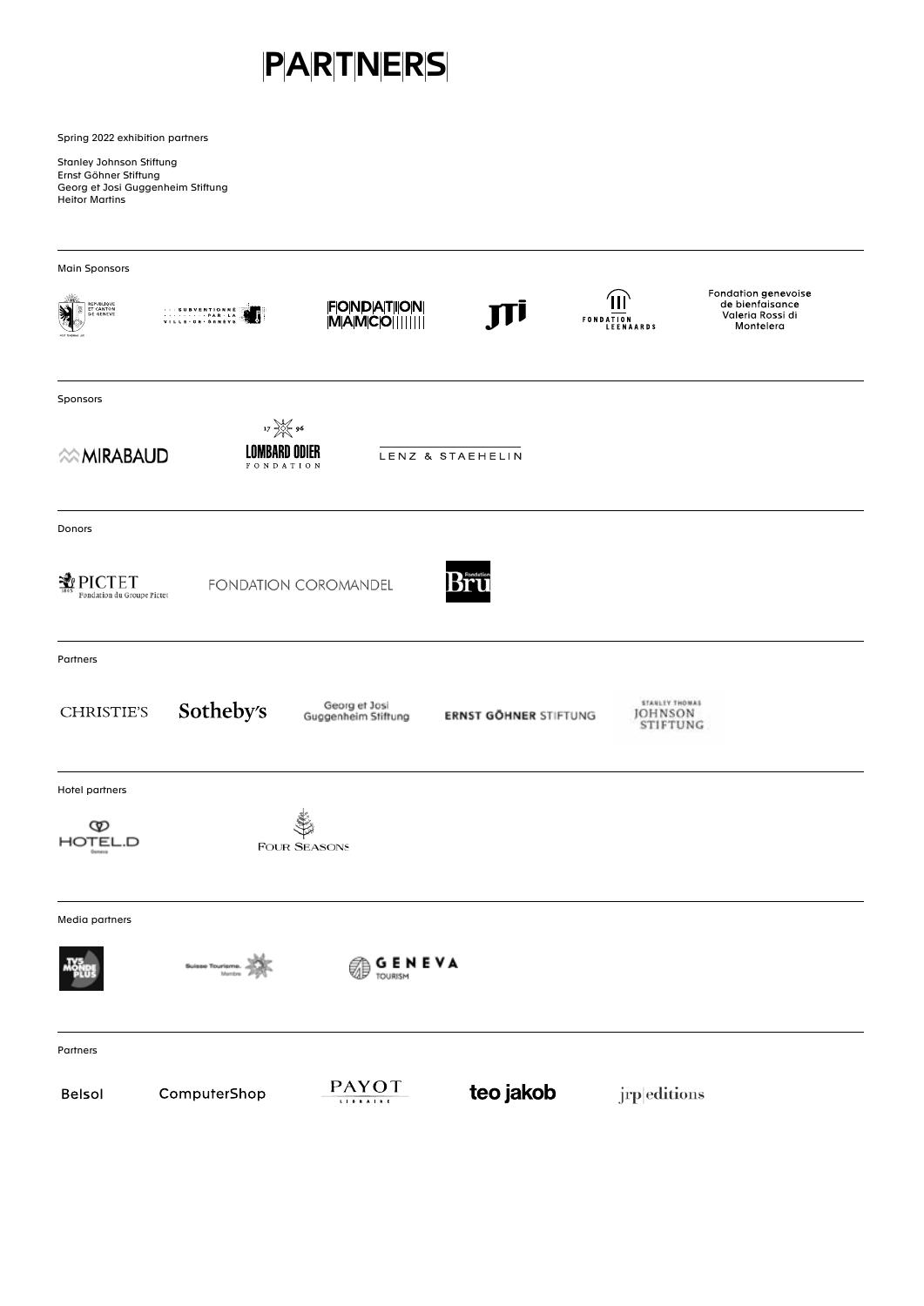# PARTNERS

Spring 2022 exhibition partners

Stanley Johnson Stiftung
Ernst Göhner Stiftung
Georg et Josi Guggenheim Stiftung
Heitor Martins

Main Sponsors

République et Canton de Genève

Subventionné par la Ville de Genève

FONDATION MAMCO

JTI

FONDATION LEENAARDS

Fondation genevoise de bienfaisance Valeria Rossi di Montelera

Sponsors

MIRABAUD

LOMBARD ODIER FONDATION

LENZ & STAEHELIN

Donors

PICTET Fondation du Groupe Pictet

FONDATION COROMANDEL

Fondation Bru

Partners

CHRISTIE'S

Sotheby's

Georg et Josi Guggenheim Stiftung

ERNST GÖHNER STIFTUNG

STANLEY THOMAS JOHNSON STIFTUNG

Hotel partners

HOTEL.D Geneva

FOUR SEASONS

Media partners

TV5 MONDE PLUS

Suisse Tourisme. Membre

GENEVA TOURISM

Partners

Belsol

ComputerShop

PAYOT LIBRAIRE

teo jakob

jrp|editions